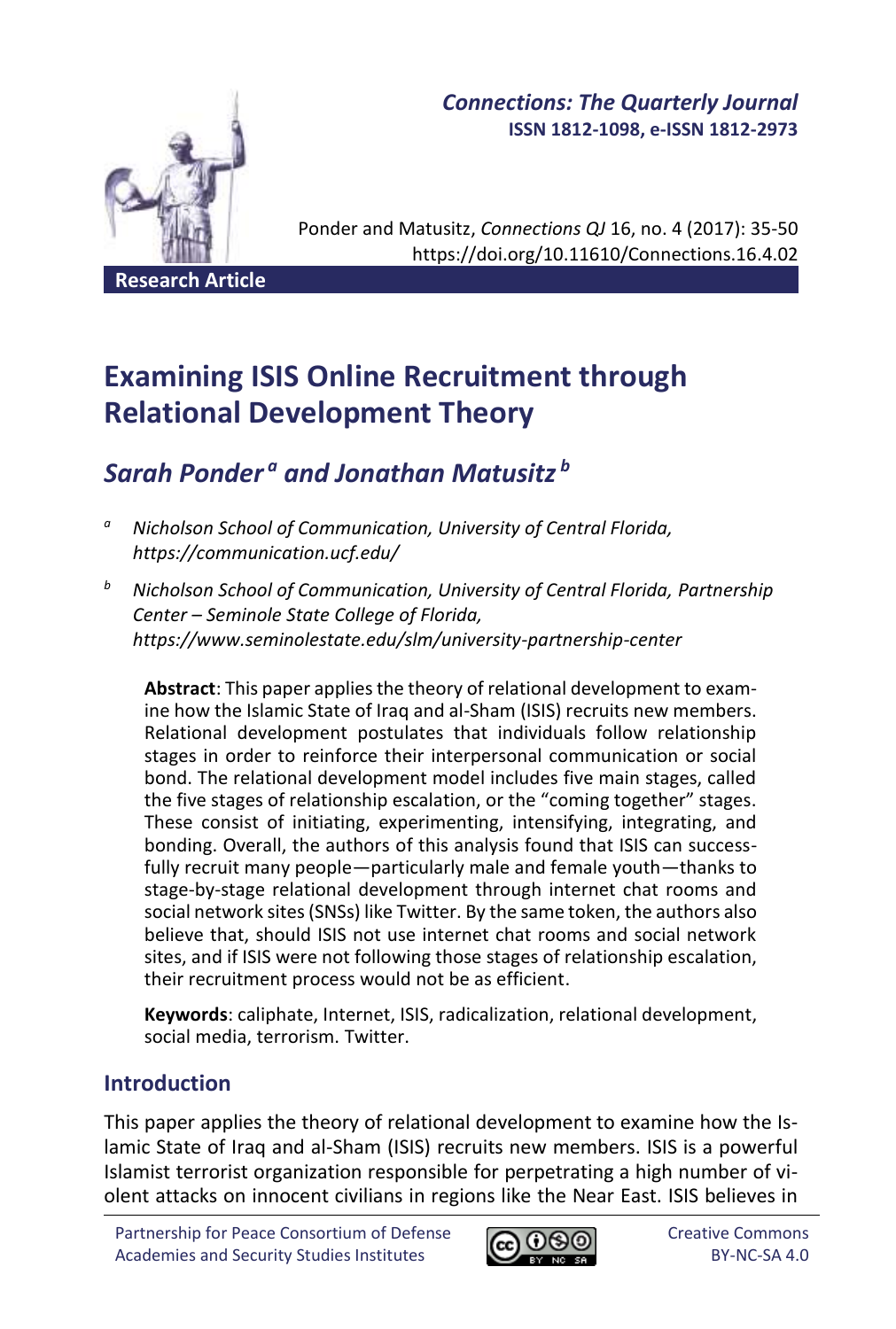*Connections: The Quarterly Journal*
**ISSN 1812-1098, e-ISSN 1812-2973**

Ponder and Matusitz, *Connections QJ* 16, no. 4 (2017): 35-50
https://doi.org/10.11610/Connections.16.4.02

**Research Article**

# Examining ISIS Online Recruitment through Relational Development Theory

## *Sarah Ponder [a] and Jonathan Matusitz [b]*

[a] *Nicholson School of Communication, University of Central Florida, https://communication.ucf.edu/*

[b] *Nicholson School of Communication, University of Central Florida, Partnership Center – Seminole State College of Florida, https://www.seminolestate.edu/slm/university-partnership-center*

**Abstract**: This paper applies the theory of relational development to examine how the Islamic State of Iraq and al-Sham (ISIS) recruits new members. Relational development postulates that individuals follow relationship stages in order to reinforce their interpersonal communication or social bond. The relational development model includes five main stages, called the five stages of relationship escalation, or the "coming together" stages. These consist of initiating, experimenting, intensifying, integrating, and bonding. Overall, the authors of this analysis found that ISIS can successfully recruit many people—particularly male and female youth—thanks to stage-by-stage relational development through internet chat rooms and social network sites (SNSs) like Twitter. By the same token, the authors also believe that, should ISIS not use internet chat rooms and social network sites, and if ISIS were not following those stages of relationship escalation, their recruitment process would not be as efficient.

**Keywords**: caliphate, Internet, ISIS, radicalization, relational development, social media, terrorism. Twitter.

## Introduction

This paper applies the theory of relational development to examine how the Islamic State of Iraq and al-Sham (ISIS) recruits new members. ISIS is a powerful Islamist terrorist organization responsible for perpetrating a high number of violent attacks on innocent civilians in regions like the Near East. ISIS believes in

Partnership for Peace Consortium of Defense Academies and Security Studies Institutes

Creative Commons BY-NC-SA 4.0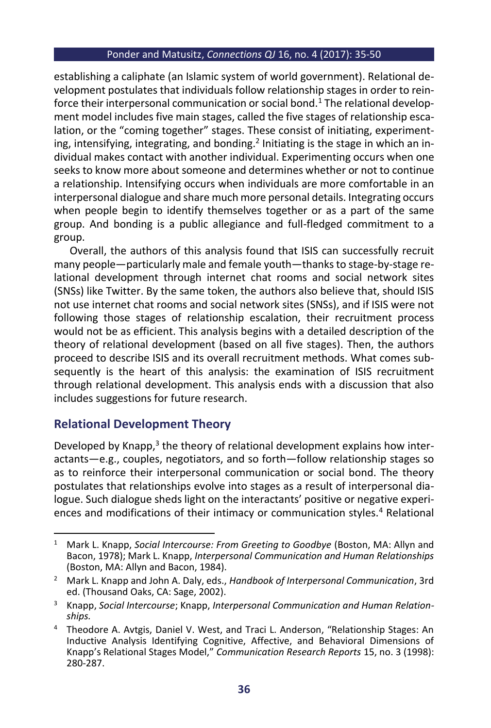establishing a caliphate (an Islamic system of world government). Relational development postulates that individuals follow relationship stages in order to reinforce their interpersonal communication or social bond.[1] The relational development model includes five main stages, called the five stages of relationship escalation, or the "coming together" stages. These consist of initiating, experimenting, intensifying, integrating, and bonding.[2] Initiating is the stage in which an individual makes contact with another individual. Experimenting occurs when one seeks to know more about someone and determines whether or not to continue a relationship. Intensifying occurs when individuals are more comfortable in an interpersonal dialogue and share much more personal details. Integrating occurs when people begin to identify themselves together or as a part of the same group. And bonding is a public allegiance and full-fledged commitment to a group.

Overall, the authors of this analysis found that ISIS can successfully recruit many people—particularly male and female youth—thanks to stage-by-stage relational development through internet chat rooms and social network sites (SNSs) like Twitter. By the same token, the authors also believe that, should ISIS not use internet chat rooms and social network sites (SNSs), and if ISIS were not following those stages of relationship escalation, their recruitment process would not be as efficient. This analysis begins with a detailed description of the theory of relational development (based on all five stages). Then, the authors proceed to describe ISIS and its overall recruitment methods. What comes subsequently is the heart of this analysis: the examination of ISIS recruitment through relational development. This analysis ends with a discussion that also includes suggestions for future research.

## Relational Development Theory

Developed by Knapp,[3] the theory of relational development explains how interactants—e.g., couples, negotiators, and so forth—follow relationship stages so as to reinforce their interpersonal communication or social bond. The theory postulates that relationships evolve into stages as a result of interpersonal dialogue. Such dialogue sheds light on the interactants' positive or negative experiences and modifications of their intimacy or communication styles.[4] Relational

---

[1] Mark L. Knapp, *Social Intercourse: From Greeting to Goodbye* (Boston, MA: Allyn and Bacon, 1978); Mark L. Knapp, *Interpersonal Communication and Human Relationships* (Boston, MA: Allyn and Bacon, 1984).

[2] Mark L. Knapp and John A. Daly, eds., *Handbook of Interpersonal Communication*, 3rd ed. (Thousand Oaks, CA: Sage, 2002).

[3] Knapp, *Social Intercourse*; Knapp, *Interpersonal Communication and Human Relationships.*

[4] Theodore A. Avtgis, Daniel V. West, and Traci L. Anderson, "Relationship Stages: An Inductive Analysis Identifying Cognitive, Affective, and Behavioral Dimensions of Knapp's Relational Stages Model," *Communication Research Reports* 15, no. 3 (1998): 280-287.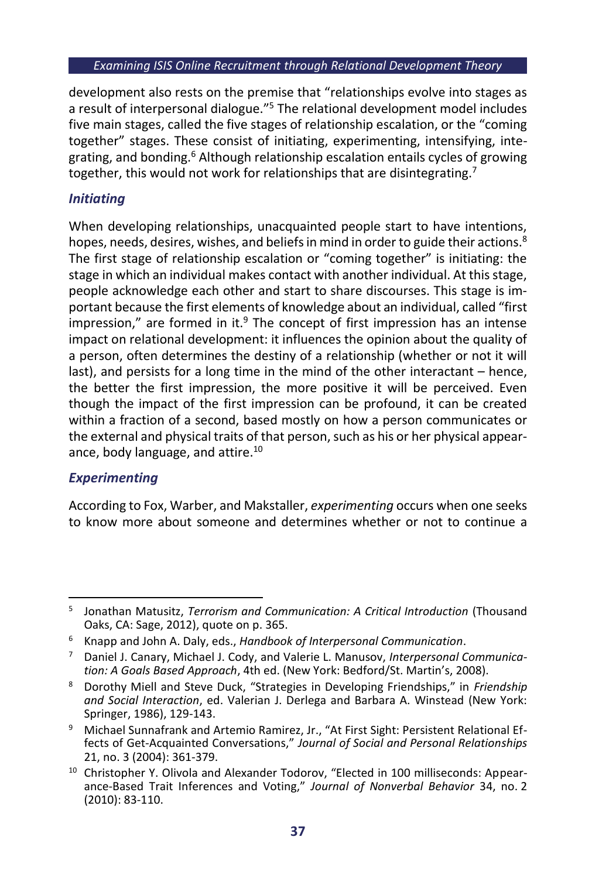development also rests on the premise that "relationships evolve into stages as a result of interpersonal dialogue."[5] The relational development model includes five main stages, called the five stages of relationship escalation, or the "coming together" stages. These consist of initiating, experimenting, intensifying, integrating, and bonding.[6] Although relationship escalation entails cycles of growing together, this would not work for relationships that are disintegrating.[7]

### *Initiating*

When developing relationships, unacquainted people start to have intentions, hopes, needs, desires, wishes, and beliefs in mind in order to guide their actions.[8] The first stage of relationship escalation or "coming together" is initiating: the stage in which an individual makes contact with another individual. At this stage, people acknowledge each other and start to share discourses. This stage is important because the first elements of knowledge about an individual, called "first impression," are formed in it.[9] The concept of first impression has an intense impact on relational development: it influences the opinion about the quality of a person, often determines the destiny of a relationship (whether or not it will last), and persists for a long time in the mind of the other interactant – hence, the better the first impression, the more positive it will be perceived. Even though the impact of the first impression can be profound, it can be created within a fraction of a second, based mostly on how a person communicates or the external and physical traits of that person, such as his or her physical appearance, body language, and attire.[10]

### *Experimenting*

According to Fox, Warber, and Makstaller, *experimenting* occurs when one seeks to know more about someone and determines whether or not to continue a

---

[5] Jonathan Matusitz, *Terrorism and Communication: A Critical Introduction* (Thousand Oaks, CA: Sage, 2012), quote on p. 365.

[6] Knapp and John A. Daly, eds., *Handbook of Interpersonal Communication*.

[7] Daniel J. Canary, Michael J. Cody, and Valerie L. Manusov, *Interpersonal Communication: A Goals Based Approach*, 4th ed. (New York: Bedford/St. Martin's, 2008).

[8] Dorothy Miell and Steve Duck, "Strategies in Developing Friendships," in *Friendship and Social Interaction*, ed. Valerian J. Derlega and Barbara A. Winstead (New York: Springer, 1986), 129-143.

[9] Michael Sunnafrank and Artemio Ramirez, Jr., "At First Sight: Persistent Relational Effects of Get-Acquainted Conversations," *Journal of Social and Personal Relationships* 21, no. 3 (2004): 361-379.

[10] Christopher Y. Olivola and Alexander Todorov, "Elected in 100 milliseconds: Appearance-Based Trait Inferences and Voting," *Journal of Nonverbal Behavior* 34, no. 2 (2010): 83-110.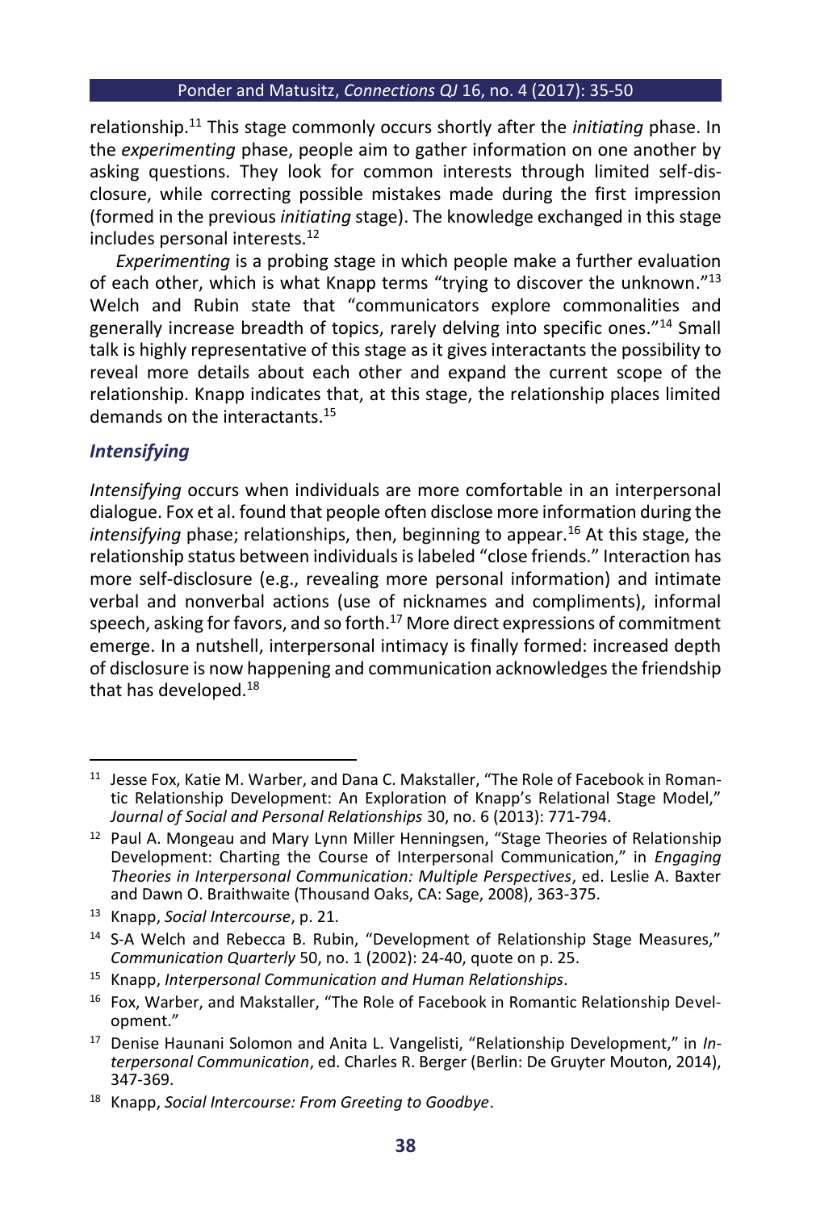relationship.[11] This stage commonly occurs shortly after the *initiating* phase. In the *experimenting* phase, people aim to gather information on one another by asking questions. They look for common interests through limited self-disclosure, while correcting possible mistakes made during the first impression (formed in the previous *initiating* stage). The knowledge exchanged in this stage includes personal interests.[12]

*Experimenting* is a probing stage in which people make a further evaluation of each other, which is what Knapp terms "trying to discover the unknown."[13] Welch and Rubin state that "communicators explore commonalities and generally increase breadth of topics, rarely delving into specific ones."[14] Small talk is highly representative of this stage as it gives interactants the possibility to reveal more details about each other and expand the current scope of the relationship. Knapp indicates that, at this stage, the relationship places limited demands on the interactants.[15]

### *Intensifying*

*Intensifying* occurs when individuals are more comfortable in an interpersonal dialogue. Fox et al. found that people often disclose more information during the *intensifying* phase; relationships, then, beginning to appear.[16] At this stage, the relationship status between individuals is labeled "close friends." Interaction has more self-disclosure (e.g., revealing more personal information) and intimate verbal and nonverbal actions (use of nicknames and compliments), informal speech, asking for favors, and so forth.[17] More direct expressions of commitment emerge. In a nutshell, interpersonal intimacy is finally formed: increased depth of disclosure is now happening and communication acknowledges the friendship that has developed.[18]

---

[11] Jesse Fox, Katie M. Warber, and Dana C. Makstaller, "The Role of Facebook in Romantic Relationship Development: An Exploration of Knapp's Relational Stage Model," *Journal of Social and Personal Relationships* 30, no. 6 (2013): 771-794.

[12] Paul A. Mongeau and Mary Lynn Miller Henningsen, "Stage Theories of Relationship Development: Charting the Course of Interpersonal Communication," in *Engaging Theories in Interpersonal Communication: Multiple Perspectives*, ed. Leslie A. Baxter and Dawn O. Braithwaite (Thousand Oaks, CA: Sage, 2008), 363-375.

[13] Knapp, *Social Intercourse*, p. 21.

[14] S-A Welch and Rebecca B. Rubin, "Development of Relationship Stage Measures," *Communication Quarterly* 50, no. 1 (2002): 24-40, quote on p. 25.

[15] Knapp, *Interpersonal Communication and Human Relationships*.

[16] Fox, Warber, and Makstaller, "The Role of Facebook in Romantic Relationship Development."

[17] Denise Haunani Solomon and Anita L. Vangelisti, "Relationship Development," in *Interpersonal Communication*, ed. Charles R. Berger (Berlin: De Gruyter Mouton, 2014), 347-369.

[18] Knapp, *Social Intercourse: From Greeting to Goodbye*.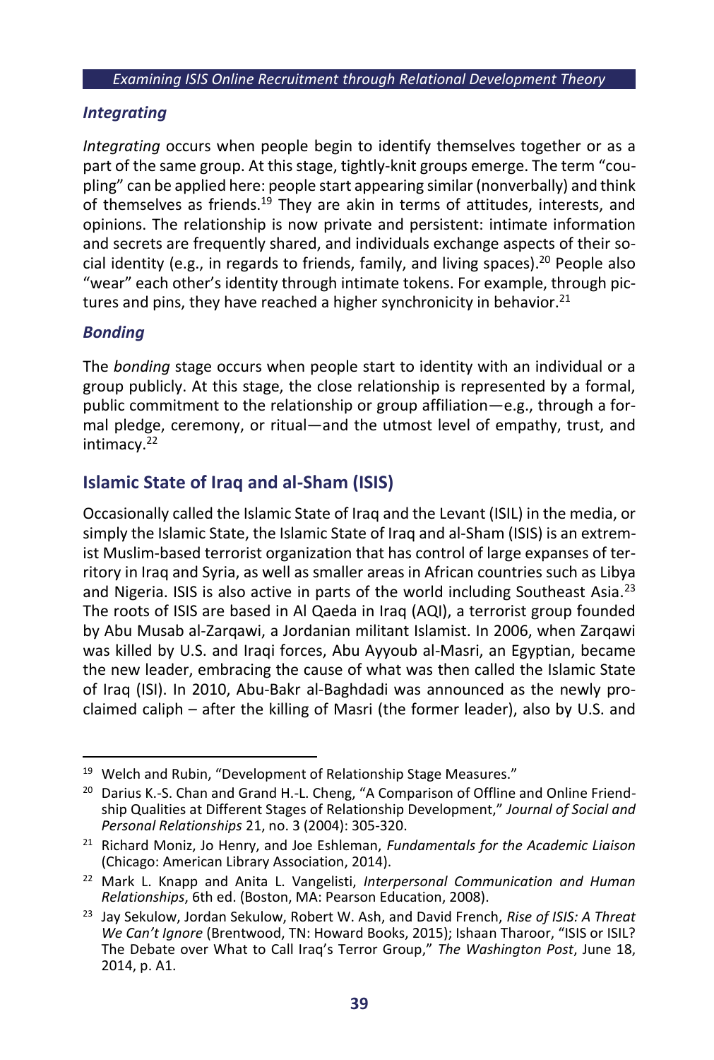### *Integrating*

*Integrating* occurs when people begin to identify themselves together or as a part of the same group. At this stage, tightly-knit groups emerge. The term "coupling" can be applied here: people start appearing similar (nonverbally) and think of themselves as friends.[19] They are akin in terms of attitudes, interests, and opinions. The relationship is now private and persistent: intimate information and secrets are frequently shared, and individuals exchange aspects of their social identity (e.g., in regards to friends, family, and living spaces).[20] People also "wear" each other's identity through intimate tokens. For example, through pictures and pins, they have reached a higher synchronicity in behavior.[21]

### *Bonding*

The *bonding* stage occurs when people start to identity with an individual or a group publicly. At this stage, the close relationship is represented by a formal, public commitment to the relationship or group affiliation—e.g., through a formal pledge, ceremony, or ritual—and the utmost level of empathy, trust, and intimacy.[22]

## Islamic State of Iraq and al-Sham (ISIS)

Occasionally called the Islamic State of Iraq and the Levant (ISIL) in the media, or simply the Islamic State, the Islamic State of Iraq and al-Sham (ISIS) is an extremist Muslim-based terrorist organization that has control of large expanses of territory in Iraq and Syria, as well as smaller areas in African countries such as Libya and Nigeria. ISIS is also active in parts of the world including Southeast Asia.[23] The roots of ISIS are based in Al Qaeda in Iraq (AQI), a terrorist group founded by Abu Musab al-Zarqawi, a Jordanian militant Islamist. In 2006, when Zarqawi was killed by U.S. and Iraqi forces, Abu Ayyoub al-Masri, an Egyptian, became the new leader, embracing the cause of what was then called the Islamic State of Iraq (ISI). In 2010, Abu-Bakr al-Baghdadi was announced as the newly proclaimed caliph – after the killing of Masri (the former leader), also by U.S. and

---

[19] Welch and Rubin, "Development of Relationship Stage Measures."

[20] Darius K.-S. Chan and Grand H.-L. Cheng, "A Comparison of Offline and Online Friendship Qualities at Different Stages of Relationship Development," *Journal of Social and Personal Relationships* 21, no. 3 (2004): 305-320.

[21] Richard Moniz, Jo Henry, and Joe Eshleman, *Fundamentals for the Academic Liaison* (Chicago: American Library Association, 2014).

[22] Mark L. Knapp and Anita L. Vangelisti, *Interpersonal Communication and Human Relationships*, 6th ed. (Boston, MA: Pearson Education, 2008).

[23] Jay Sekulow, Jordan Sekulow, Robert W. Ash, and David French, *Rise of ISIS: A Threat We Can't Ignore* (Brentwood, TN: Howard Books, 2015); Ishaan Tharoor, "ISIS or ISIL? The Debate over What to Call Iraq's Terror Group," *The Washington Post*, June 18, 2014, p. A1.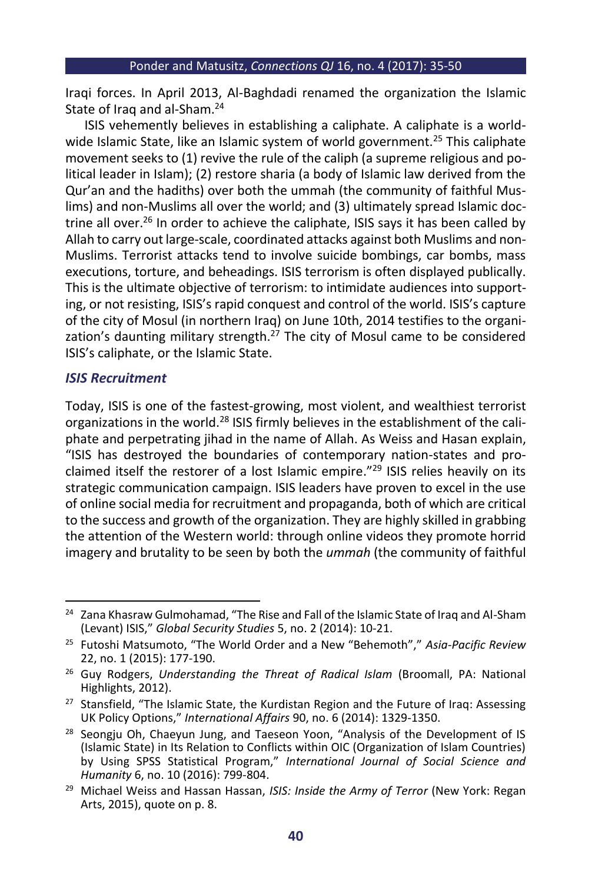Iraqi forces. In April 2013, Al-Baghdadi renamed the organization the Islamic State of Iraq and al-Sham.[24]

ISIS vehemently believes in establishing a caliphate. A caliphate is a worldwide Islamic State, like an Islamic system of world government.[25] This caliphate movement seeks to (1) revive the rule of the caliph (a supreme religious and political leader in Islam); (2) restore sharia (a body of Islamic law derived from the Qur'an and the hadiths) over both the ummah (the community of faithful Muslims) and non-Muslims all over the world; and (3) ultimately spread Islamic doctrine all over.[26] In order to achieve the caliphate, ISIS says it has been called by Allah to carry out large-scale, coordinated attacks against both Muslims and non-Muslims. Terrorist attacks tend to involve suicide bombings, car bombs, mass executions, torture, and beheadings. ISIS terrorism is often displayed publically. This is the ultimate objective of terrorism: to intimidate audiences into supporting, or not resisting, ISIS's rapid conquest and control of the world. ISIS's capture of the city of Mosul (in northern Iraq) on June 10th, 2014 testifies to the organization's daunting military strength.[27] The city of Mosul came to be considered ISIS's caliphate, or the Islamic State.

### *ISIS Recruitment*

Today, ISIS is one of the fastest-growing, most violent, and wealthiest terrorist organizations in the world.[28] ISIS firmly believes in the establishment of the caliphate and perpetrating jihad in the name of Allah. As Weiss and Hasan explain, "ISIS has destroyed the boundaries of contemporary nation-states and proclaimed itself the restorer of a lost Islamic empire."[29] ISIS relies heavily on its strategic communication campaign. ISIS leaders have proven to excel in the use of online social media for recruitment and propaganda, both of which are critical to the success and growth of the organization. They are highly skilled in grabbing the attention of the Western world: through online videos they promote horrid imagery and brutality to be seen by both the *ummah* (the community of faithful

---

[24] Zana Khasraw Gulmohamad, "The Rise and Fall of the Islamic State of Iraq and Al-Sham (Levant) ISIS," *Global Security Studies* 5, no. 2 (2014): 10-21.

[25] Futoshi Matsumoto, "The World Order and a New "Behemoth"," *Asia-Pacific Review* 22, no. 1 (2015): 177-190.

[26] Guy Rodgers, *Understanding the Threat of Radical Islam* (Broomall, PA: National Highlights, 2012).

[27] Stansfield, "The Islamic State, the Kurdistan Region and the Future of Iraq: Assessing UK Policy Options," *International Affairs* 90, no. 6 (2014): 1329-1350.

[28] Seongju Oh, Chaeyun Jung, and Taeseon Yoon, "Analysis of the Development of IS (Islamic State) in Its Relation to Conflicts within OIC (Organization of Islam Countries) by Using SPSS Statistical Program," *International Journal of Social Science and Humanity* 6, no. 10 (2016): 799-804.

[29] Michael Weiss and Hassan Hassan, *ISIS: Inside the Army of Terror* (New York: Regan Arts, 2015), quote on p. 8.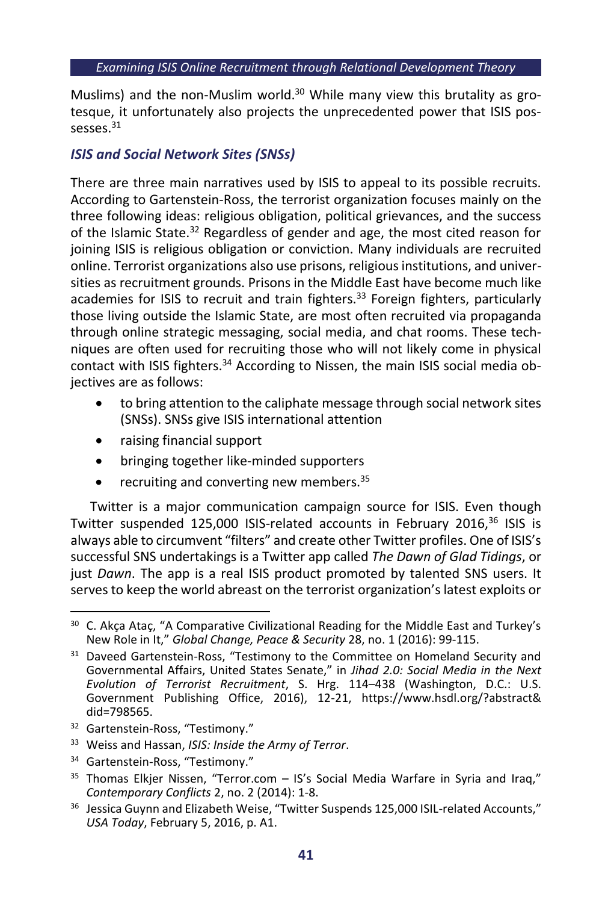Muslims) and the non-Muslim world.[30] While many view this brutality as grotesque, it unfortunately also projects the unprecedented power that ISIS possesses.[31]

### *ISIS and Social Network Sites (SNSs)*

There are three main narratives used by ISIS to appeal to its possible recruits. According to Gartenstein-Ross, the terrorist organization focuses mainly on the three following ideas: religious obligation, political grievances, and the success of the Islamic State.[32] Regardless of gender and age, the most cited reason for joining ISIS is religious obligation or conviction. Many individuals are recruited online. Terrorist organizations also use prisons, religious institutions, and universities as recruitment grounds. Prisons in the Middle East have become much like academies for ISIS to recruit and train fighters.[33] Foreign fighters, particularly those living outside the Islamic State, are most often recruited via propaganda through online strategic messaging, social media, and chat rooms. These techniques are often used for recruiting those who will not likely come in physical contact with ISIS fighters.[34] According to Nissen, the main ISIS social media objectives are as follows:

- to bring attention to the caliphate message through social network sites (SNSs). SNSs give ISIS international attention
- raising financial support
- bringing together like-minded supporters
- recruiting and converting new members.[35]

Twitter is a major communication campaign source for ISIS. Even though Twitter suspended 125,000 ISIS-related accounts in February 2016,[36] ISIS is always able to circumvent "filters" and create other Twitter profiles. One of ISIS's successful SNS undertakings is a Twitter app called *The Dawn of Glad Tidings*, or just *Dawn*. The app is a real ISIS product promoted by talented SNS users. It serves to keep the world abreast on the terrorist organization's latest exploits or

---

[30] C. Akça Ataç, "A Comparative Civilizational Reading for the Middle East and Turkey's New Role in It," *Global Change, Peace & Security* 28, no. 1 (2016): 99-115.

[31] Daveed Gartenstein-Ross, "Testimony to the Committee on Homeland Security and Governmental Affairs, United States Senate," in *Jihad 2.0: Social Media in the Next Evolution of Terrorist Recruitment*, S. Hrg. 114–438 (Washington, D.C.: U.S. Government Publishing Office, 2016), 12-21, https://www.hsdl.org/?abstract&did=798565.

[32] Gartenstein-Ross, "Testimony."

[33] Weiss and Hassan, *ISIS: Inside the Army of Terror*.

[34] Gartenstein-Ross, "Testimony."

[35] Thomas Elkjer Nissen, "Terror.com – IS's Social Media Warfare in Syria and Iraq," *Contemporary Conflicts* 2, no. 2 (2014): 1-8.

[36] Jessica Guynn and Elizabeth Weise, "Twitter Suspends 125,000 ISIL-related Accounts," *USA Today*, February 5, 2016, p. A1.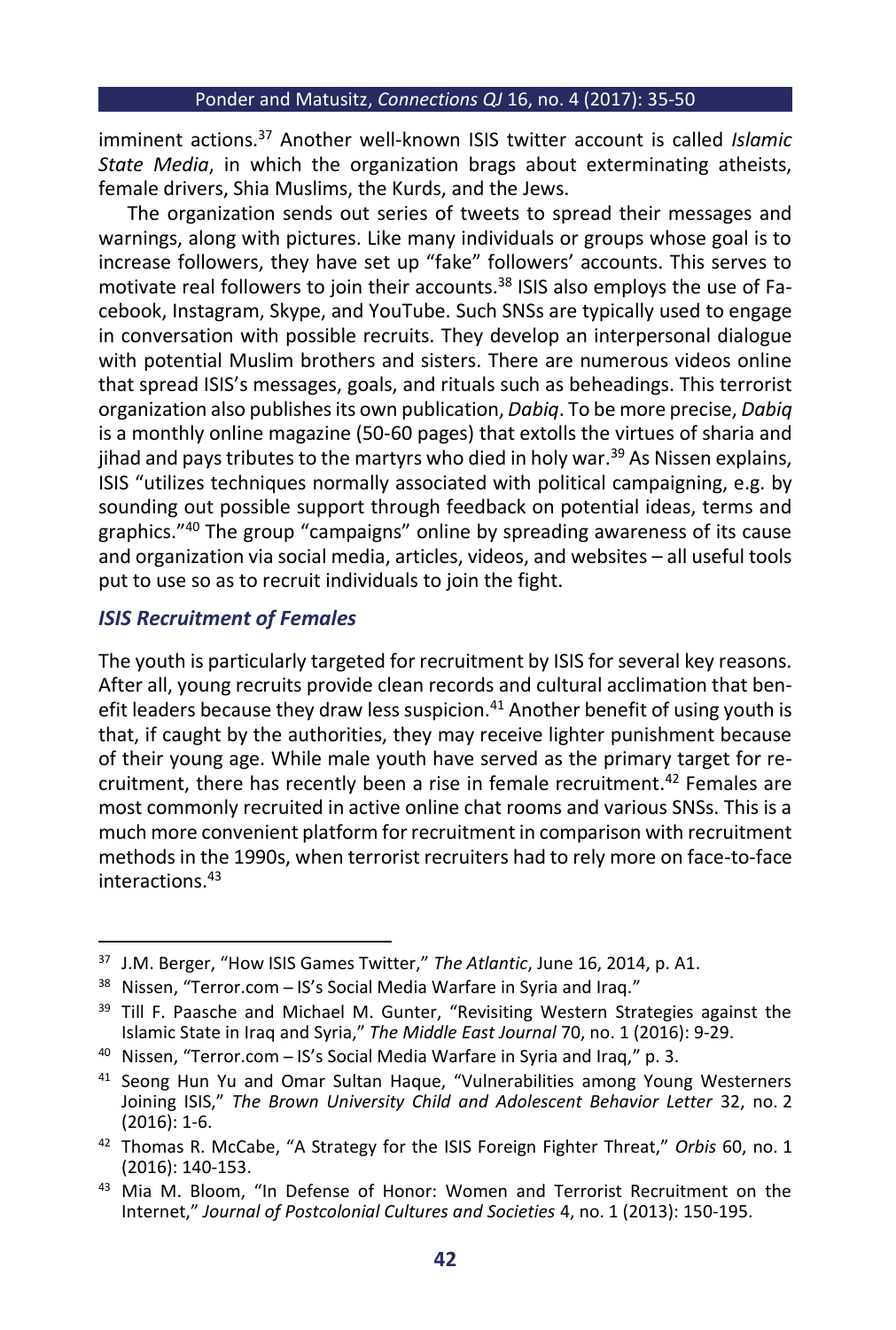imminent actions.[37] Another well-known ISIS twitter account is called *Islamic State Media*, in which the organization brags about exterminating atheists, female drivers, Shia Muslims, the Kurds, and the Jews.

The organization sends out series of tweets to spread their messages and warnings, along with pictures. Like many individuals or groups whose goal is to increase followers, they have set up "fake" followers' accounts. This serves to motivate real followers to join their accounts.[38] ISIS also employs the use of Facebook, Instagram, Skype, and YouTube. Such SNSs are typically used to engage in conversation with possible recruits. They develop an interpersonal dialogue with potential Muslim brothers and sisters. There are numerous videos online that spread ISIS's messages, goals, and rituals such as beheadings. This terrorist organization also publishes its own publication, *Dabiq*. To be more precise, *Dabiq* is a monthly online magazine (50-60 pages) that extolls the virtues of sharia and jihad and pays tributes to the martyrs who died in holy war.[39] As Nissen explains, ISIS "utilizes techniques normally associated with political campaigning, e.g. by sounding out possible support through feedback on potential ideas, terms and graphics."[40] The group "campaigns" online by spreading awareness of its cause and organization via social media, articles, videos, and websites – all useful tools put to use so as to recruit individuals to join the fight.

### *ISIS Recruitment of Females*

The youth is particularly targeted for recruitment by ISIS for several key reasons. After all, young recruits provide clean records and cultural acclimation that benefit leaders because they draw less suspicion.[41] Another benefit of using youth is that, if caught by the authorities, they may receive lighter punishment because of their young age. While male youth have served as the primary target for recruitment, there has recently been a rise in female recruitment.[42] Females are most commonly recruited in active online chat rooms and various SNSs. This is a much more convenient platform for recruitment in comparison with recruitment methods in the 1990s, when terrorist recruiters had to rely more on face-to-face interactions.[43]

---

[37] J.M. Berger, "How ISIS Games Twitter," *The Atlantic*, June 16, 2014, p. A1.

[38] Nissen, "Terror.com – IS's Social Media Warfare in Syria and Iraq."

[39] Till F. Paasche and Michael M. Gunter, "Revisiting Western Strategies against the Islamic State in Iraq and Syria," *The Middle East Journal* 70, no. 1 (2016): 9-29.

[40] Nissen, "Terror.com – IS's Social Media Warfare in Syria and Iraq," p. 3.

[41] Seong Hun Yu and Omar Sultan Haque, "Vulnerabilities among Young Westerners Joining ISIS," *The Brown University Child and Adolescent Behavior Letter* 32, no. 2 (2016): 1-6.

[42] Thomas R. McCabe, "A Strategy for the ISIS Foreign Fighter Threat," *Orbis* 60, no. 1 (2016): 140-153.

[43] Mia M. Bloom, "In Defense of Honor: Women and Terrorist Recruitment on the Internet," *Journal of Postcolonial Cultures and Societies* 4, no. 1 (2013): 150-195.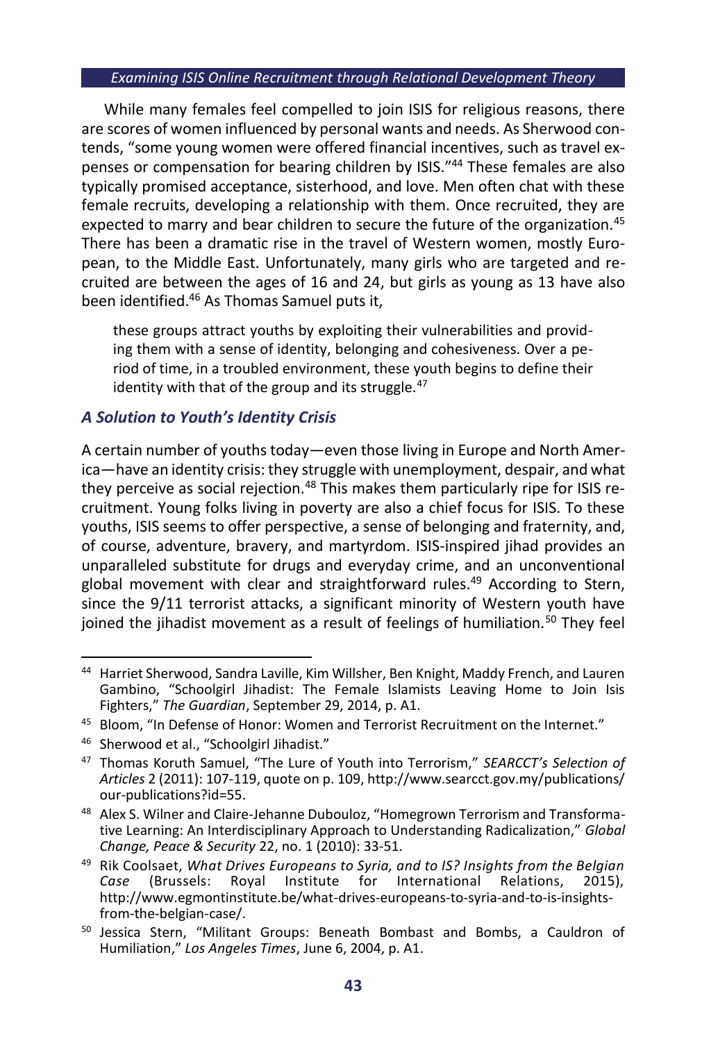While many females feel compelled to join ISIS for religious reasons, there are scores of women influenced by personal wants and needs. As Sherwood contends, "some young women were offered financial incentives, such as travel expenses or compensation for bearing children by ISIS."[44] These females are also typically promised acceptance, sisterhood, and love. Men often chat with these female recruits, developing a relationship with them. Once recruited, they are expected to marry and bear children to secure the future of the organization.[45] There has been a dramatic rise in the travel of Western women, mostly European, to the Middle East. Unfortunately, many girls who are targeted and recruited are between the ages of 16 and 24, but girls as young as 13 have also been identified.[46] As Thomas Samuel puts it,

> these groups attract youths by exploiting their vulnerabilities and providing them with a sense of identity, belonging and cohesiveness. Over a period of time, in a troubled environment, these youth begins to define their identity with that of the group and its struggle.[47]

### *A Solution to Youth's Identity Crisis*

A certain number of youths today—even those living in Europe and North America—have an identity crisis: they struggle with unemployment, despair, and what they perceive as social rejection.[48] This makes them particularly ripe for ISIS recruitment. Young folks living in poverty are also a chief focus for ISIS. To these youths, ISIS seems to offer perspective, a sense of belonging and fraternity, and, of course, adventure, bravery, and martyrdom. ISIS-inspired jihad provides an unparalleled substitute for drugs and everyday crime, and an unconventional global movement with clear and straightforward rules.[49] According to Stern, since the 9/11 terrorist attacks, a significant minority of Western youth have joined the jihadist movement as a result of feelings of humiliation.[50] They feel

---

[44] Harriet Sherwood, Sandra Laville, Kim Willsher, Ben Knight, Maddy French, and Lauren Gambino, "Schoolgirl Jihadist: The Female Islamists Leaving Home to Join Isis Fighters," *The Guardian*, September 29, 2014, p. A1.

[45] Bloom, "In Defense of Honor: Women and Terrorist Recruitment on the Internet."

[46] Sherwood et al., "Schoolgirl Jihadist."

[47] Thomas Koruth Samuel, "The Lure of Youth into Terrorism," *SEARCCT's Selection of Articles* 2 (2011): 107-119, quote on p. 109, http://www.searcct.gov.my/publications/our-publications?id=55.

[48] Alex S. Wilner and Claire-Jehanne Dubouloz, "Homegrown Terrorism and Transformative Learning: An Interdisciplinary Approach to Understanding Radicalization," *Global Change, Peace & Security* 22, no. 1 (2010): 33-51.

[49] Rik Coolsaet, *What Drives Europeans to Syria, and to IS? Insights from the Belgian Case* (Brussels: Royal Institute for International Relations, 2015), http://www.egmontinstitute.be/what-drives-europeans-to-syria-and-to-is-insights-from-the-belgian-case/.

[50] Jessica Stern, "Militant Groups: Beneath Bombast and Bombs, a Cauldron of Humiliation," *Los Angeles Times*, June 6, 2004, p. A1.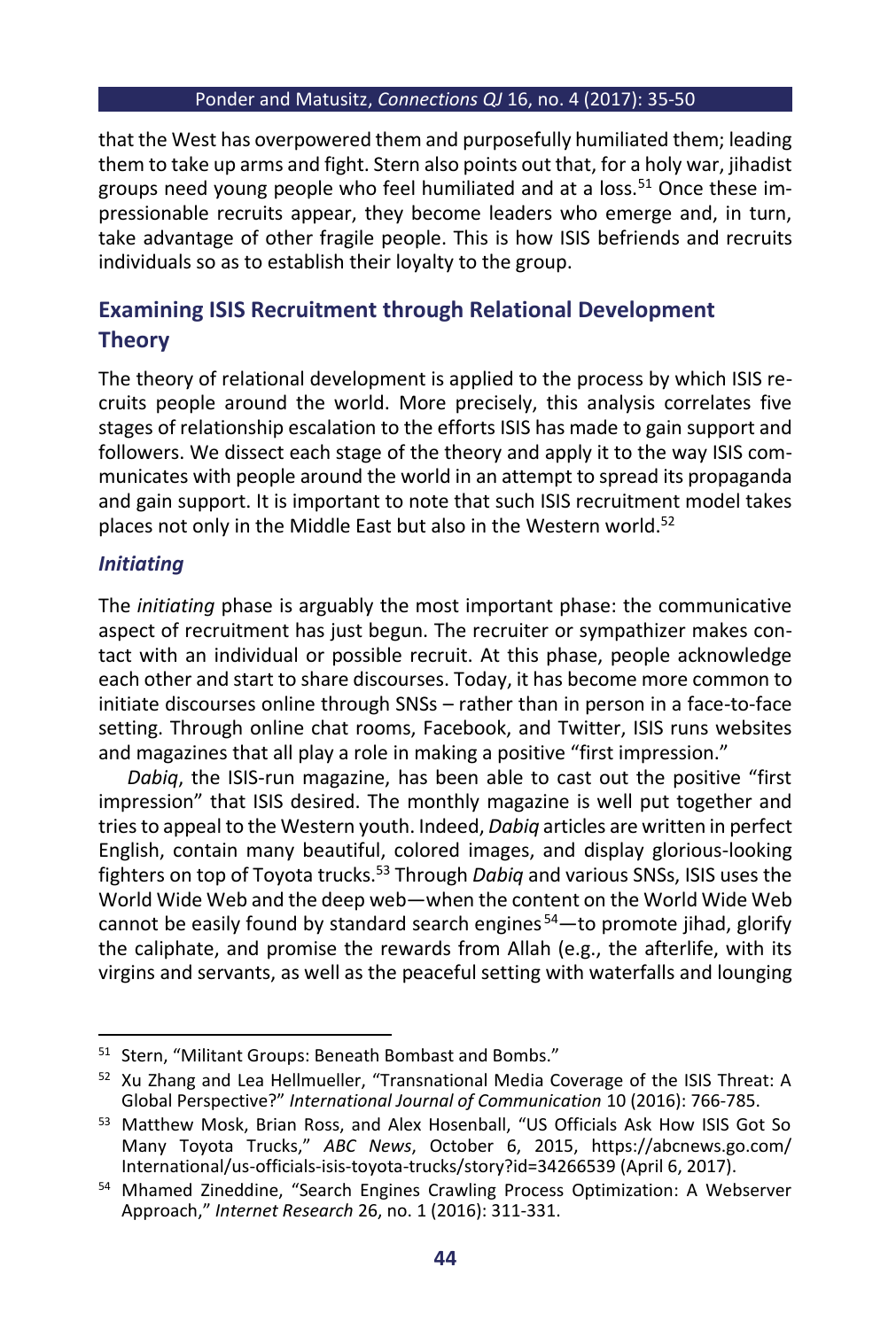that the West has overpowered them and purposefully humiliated them; leading them to take up arms and fight. Stern also points out that, for a holy war, jihadist groups need young people who feel humiliated and at a loss.[51] Once these impressionable recruits appear, they become leaders who emerge and, in turn, take advantage of other fragile people. This is how ISIS befriends and recruits individuals so as to establish their loyalty to the group.

## Examining ISIS Recruitment through Relational Development Theory

The theory of relational development is applied to the process by which ISIS recruits people around the world. More precisely, this analysis correlates five stages of relationship escalation to the efforts ISIS has made to gain support and followers. We dissect each stage of the theory and apply it to the way ISIS communicates with people around the world in an attempt to spread its propaganda and gain support. It is important to note that such ISIS recruitment model takes places not only in the Middle East but also in the Western world.[52]

### *Initiating*

The *initiating* phase is arguably the most important phase: the communicative aspect of recruitment has just begun. The recruiter or sympathizer makes contact with an individual or possible recruit. At this phase, people acknowledge each other and start to share discourses. Today, it has become more common to initiate discourses online through SNSs – rather than in person in a face-to-face setting. Through online chat rooms, Facebook, and Twitter, ISIS runs websites and magazines that all play a role in making a positive "first impression."

*Dabiq*, the ISIS-run magazine, has been able to cast out the positive "first impression" that ISIS desired. The monthly magazine is well put together and tries to appeal to the Western youth. Indeed, *Dabiq* articles are written in perfect English, contain many beautiful, colored images, and display glorious-looking fighters on top of Toyota trucks.[53] Through *Dabiq* and various SNSs, ISIS uses the World Wide Web and the deep web—when the content on the World Wide Web cannot be easily found by standard search engines[54]—to promote jihad, glorify the caliphate, and promise the rewards from Allah (e.g., the afterlife, with its virgins and servants, as well as the peaceful setting with waterfalls and lounging

---

[51] Stern, "Militant Groups: Beneath Bombast and Bombs."

[52] Xu Zhang and Lea Hellmueller, "Transnational Media Coverage of the ISIS Threat: A Global Perspective?" *International Journal of Communication* 10 (2016): 766-785.

[53] Matthew Mosk, Brian Ross, and Alex Hosenball, "US Officials Ask How ISIS Got So Many Toyota Trucks," *ABC News*, October 6, 2015, https://abcnews.go.com/International/us-officials-isis-toyota-trucks/story?id=34266539 (April 6, 2017).

[54] Mhamed Zineddine, "Search Engines Crawling Process Optimization: A Webserver Approach," *Internet Research* 26, no. 1 (2016): 311-331.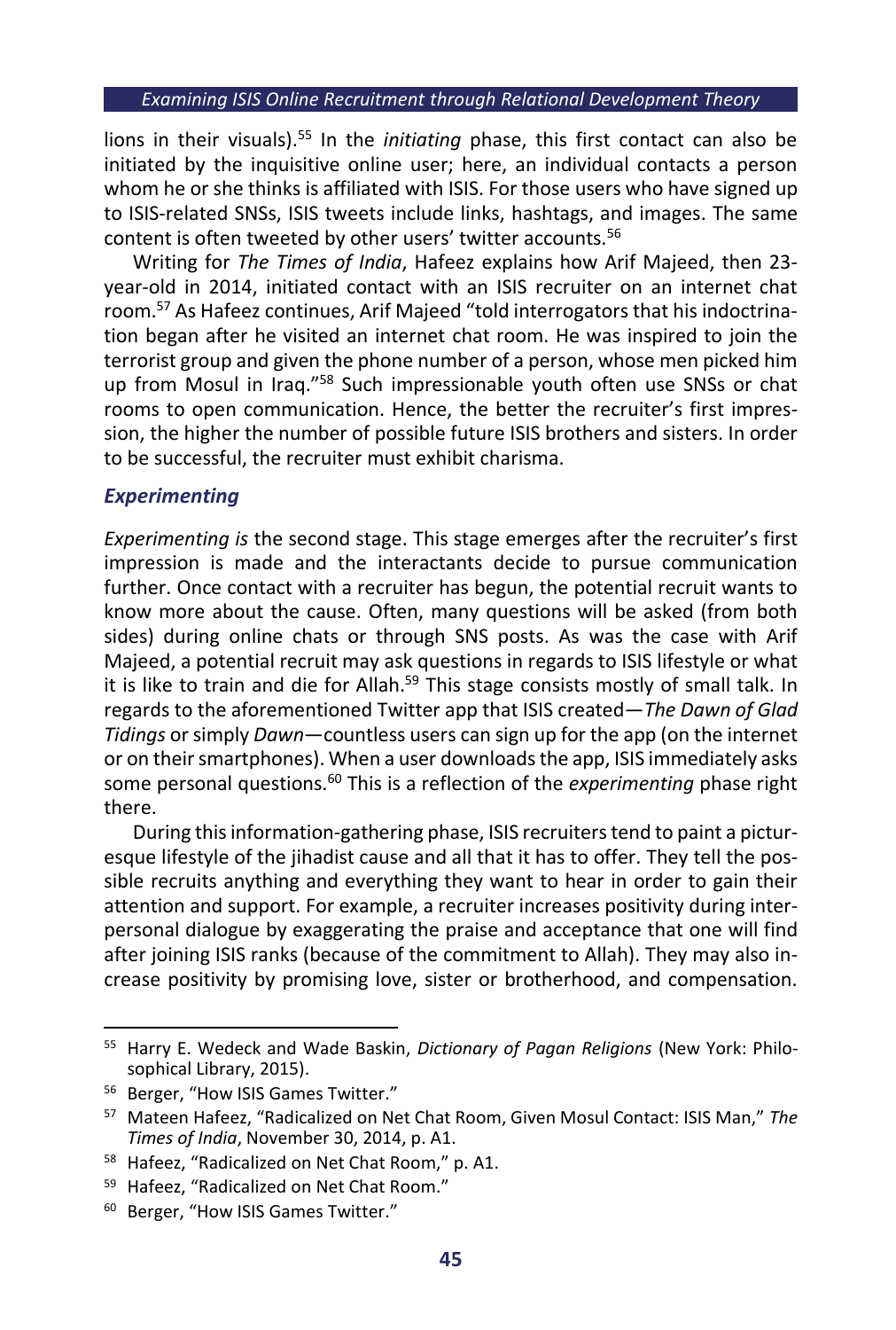lions in their visuals).[55] In the *initiating* phase, this first contact can also be initiated by the inquisitive online user; here, an individual contacts a person whom he or she thinks is affiliated with ISIS. For those users who have signed up to ISIS-related SNSs, ISIS tweets include links, hashtags, and images. The same content is often tweeted by other users' twitter accounts.[56]

Writing for *The Times of India*, Hafeez explains how Arif Majeed, then 23-year-old in 2014, initiated contact with an ISIS recruiter on an internet chat room.[57] As Hafeez continues, Arif Majeed "told interrogators that his indoctrination began after he visited an internet chat room. He was inspired to join the terrorist group and given the phone number of a person, whose men picked him up from Mosul in Iraq."[58] Such impressionable youth often use SNSs or chat rooms to open communication. Hence, the better the recruiter's first impression, the higher the number of possible future ISIS brothers and sisters. In order to be successful, the recruiter must exhibit charisma.

### *Experimenting*

*Experimenting is* the second stage. This stage emerges after the recruiter's first impression is made and the interactants decide to pursue communication further. Once contact with a recruiter has begun, the potential recruit wants to know more about the cause. Often, many questions will be asked (from both sides) during online chats or through SNS posts. As was the case with Arif Majeed, a potential recruit may ask questions in regards to ISIS lifestyle or what it is like to train and die for Allah.[59] This stage consists mostly of small talk. In regards to the aforementioned Twitter app that ISIS created—*The Dawn of Glad Tidings* or simply *Dawn*—countless users can sign up for the app (on the internet or on their smartphones). When a user downloads the app, ISIS immediately asks some personal questions.[60] This is a reflection of the *experimenting* phase right there.

During this information-gathering phase, ISIS recruiters tend to paint a picturesque lifestyle of the jihadist cause and all that it has to offer. They tell the possible recruits anything and everything they want to hear in order to gain their attention and support. For example, a recruiter increases positivity during interpersonal dialogue by exaggerating the praise and acceptance that one will find after joining ISIS ranks (because of the commitment to Allah). They may also increase positivity by promising love, sister or brotherhood, and compensation.

---

[55] Harry E. Wedeck and Wade Baskin, *Dictionary of Pagan Religions* (New York: Philosophical Library, 2015).

[56] Berger, "How ISIS Games Twitter."

[57] Mateen Hafeez, "Radicalized on Net Chat Room, Given Mosul Contact: ISIS Man," *The Times of India*, November 30, 2014, p. A1.

[58] Hafeez, "Radicalized on Net Chat Room," p. A1.

[59] Hafeez, "Radicalized on Net Chat Room."

[60] Berger, "How ISIS Games Twitter."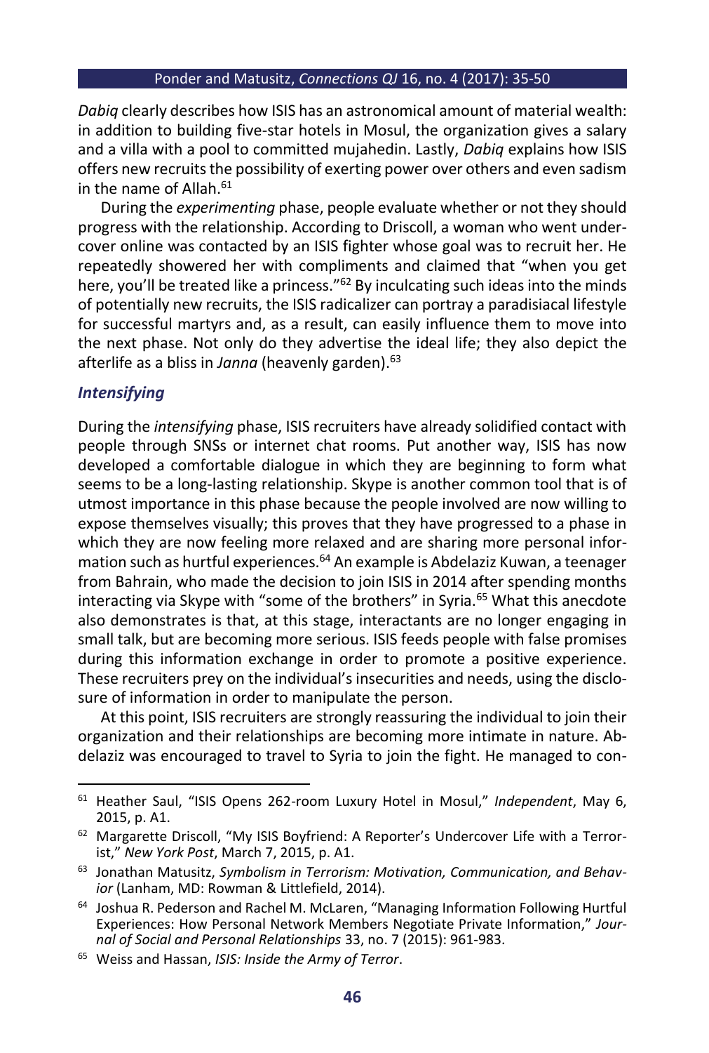*Dabiq* clearly describes how ISIS has an astronomical amount of material wealth: in addition to building five-star hotels in Mosul, the organization gives a salary and a villa with a pool to committed mujahedin. Lastly, *Dabiq* explains how ISIS offers new recruits the possibility of exerting power over others and even sadism in the name of Allah.[61]

During the *experimenting* phase, people evaluate whether or not they should progress with the relationship. According to Driscoll, a woman who went undercover online was contacted by an ISIS fighter whose goal was to recruit her. He repeatedly showered her with compliments and claimed that "when you get here, you'll be treated like a princess."[62] By inculcating such ideas into the minds of potentially new recruits, the ISIS radicalizer can portray a paradisiacal lifestyle for successful martyrs and, as a result, can easily influence them to move into the next phase. Not only do they advertise the ideal life; they also depict the afterlife as a bliss in *Janna* (heavenly garden).[63]

### *Intensifying*

During the *intensifying* phase, ISIS recruiters have already solidified contact with people through SNSs or internet chat rooms. Put another way, ISIS has now developed a comfortable dialogue in which they are beginning to form what seems to be a long-lasting relationship. Skype is another common tool that is of utmost importance in this phase because the people involved are now willing to expose themselves visually; this proves that they have progressed to a phase in which they are now feeling more relaxed and are sharing more personal information such as hurtful experiences.[64] An example is Abdelaziz Kuwan, a teenager from Bahrain, who made the decision to join ISIS in 2014 after spending months interacting via Skype with "some of the brothers" in Syria.[65] What this anecdote also demonstrates is that, at this stage, interactants are no longer engaging in small talk, but are becoming more serious. ISIS feeds people with false promises during this information exchange in order to promote a positive experience. These recruiters prey on the individual's insecurities and needs, using the disclosure of information in order to manipulate the person.

At this point, ISIS recruiters are strongly reassuring the individual to join their organization and their relationships are becoming more intimate in nature. Abdelaziz was encouraged to travel to Syria to join the fight. He managed to con-

---

[61] Heather Saul, "ISIS Opens 262-room Luxury Hotel in Mosul," *Independent*, May 6, 2015, p. A1.

[62] Margarette Driscoll, "My ISIS Boyfriend: A Reporter's Undercover Life with a Terrorist," *New York Post*, March 7, 2015, p. A1.

[63] Jonathan Matusitz, *Symbolism in Terrorism: Motivation, Communication, and Behavior* (Lanham, MD: Rowman & Littlefield, 2014).

[64] Joshua R. Pederson and Rachel M. McLaren, "Managing Information Following Hurtful Experiences: How Personal Network Members Negotiate Private Information," *Journal of Social and Personal Relationships* 33, no. 7 (2015): 961-983.

[65] Weiss and Hassan, *ISIS: Inside the Army of Terror*.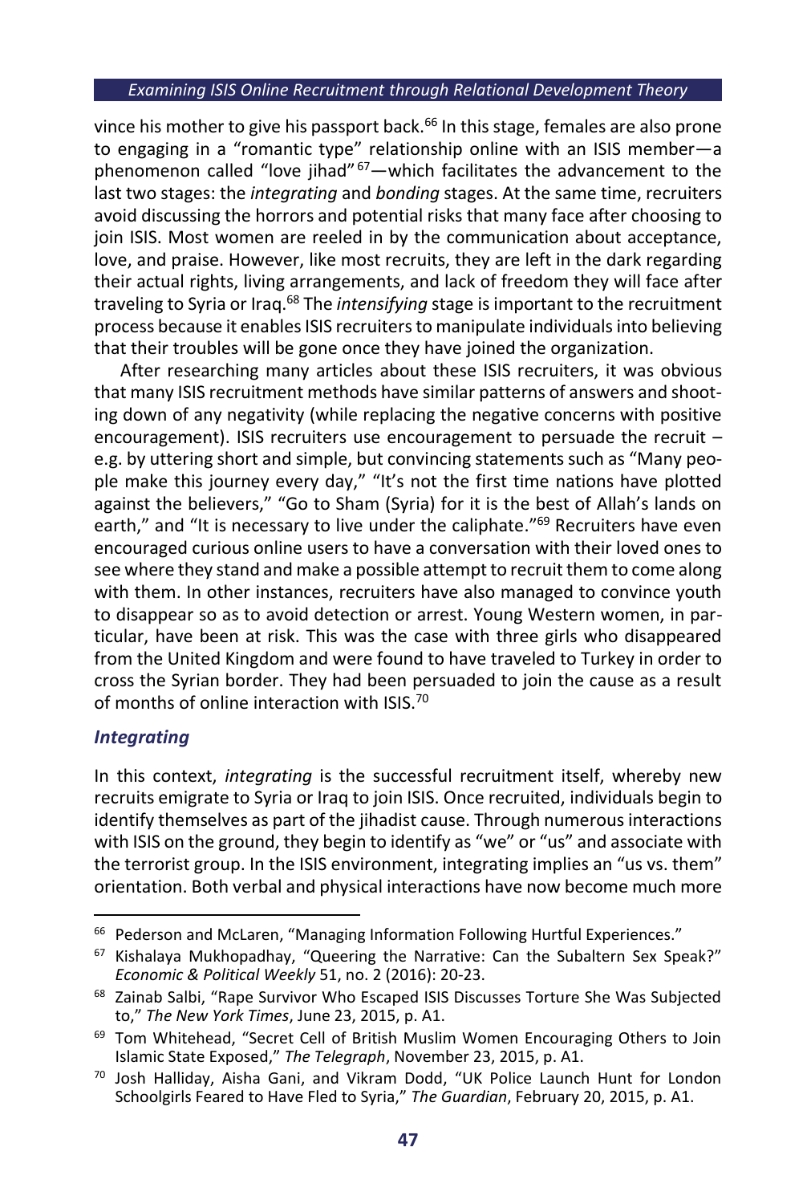vince his mother to give his passport back.[66] In this stage, females are also prone to engaging in a "romantic type" relationship online with an ISIS member—a phenomenon called "love jihad"[67]—which facilitates the advancement to the last two stages: the *integrating* and *bonding* stages. At the same time, recruiters avoid discussing the horrors and potential risks that many face after choosing to join ISIS. Most women are reeled in by the communication about acceptance, love, and praise. However, like most recruits, they are left in the dark regarding their actual rights, living arrangements, and lack of freedom they will face after traveling to Syria or Iraq.[68] The *intensifying* stage is important to the recruitment process because it enables ISIS recruiters to manipulate individuals into believing that their troubles will be gone once they have joined the organization.

After researching many articles about these ISIS recruiters, it was obvious that many ISIS recruitment methods have similar patterns of answers and shooting down of any negativity (while replacing the negative concerns with positive encouragement). ISIS recruiters use encouragement to persuade the recruit – e.g. by uttering short and simple, but convincing statements such as "Many people make this journey every day," "It's not the first time nations have plotted against the believers," "Go to Sham (Syria) for it is the best of Allah's lands on earth," and "It is necessary to live under the caliphate."[69] Recruiters have even encouraged curious online users to have a conversation with their loved ones to see where they stand and make a possible attempt to recruit them to come along with them. In other instances, recruiters have also managed to convince youth to disappear so as to avoid detection or arrest. Young Western women, in particular, have been at risk. This was the case with three girls who disappeared from the United Kingdom and were found to have traveled to Turkey in order to cross the Syrian border. They had been persuaded to join the cause as a result of months of online interaction with ISIS.[70]

### *Integrating*

In this context, *integrating* is the successful recruitment itself, whereby new recruits emigrate to Syria or Iraq to join ISIS. Once recruited, individuals begin to identify themselves as part of the jihadist cause. Through numerous interactions with ISIS on the ground, they begin to identify as "we" or "us" and associate with the terrorist group. In the ISIS environment, integrating implies an "us vs. them" orientation. Both verbal and physical interactions have now become much more

---

[66] Pederson and McLaren, "Managing Information Following Hurtful Experiences."

[67] Kishalaya Mukhopadhay, "Queering the Narrative: Can the Subaltern Sex Speak?" *Economic & Political Weekly* 51, no. 2 (2016): 20-23.

[68] Zainab Salbi, "Rape Survivor Who Escaped ISIS Discusses Torture She Was Subjected to," *The New York Times*, June 23, 2015, p. A1.

[69] Tom Whitehead, "Secret Cell of British Muslim Women Encouraging Others to Join Islamic State Exposed," *The Telegraph*, November 23, 2015, p. A1.

[70] Josh Halliday, Aisha Gani, and Vikram Dodd, "UK Police Launch Hunt for London Schoolgirls Feared to Have Fled to Syria," *The Guardian*, February 20, 2015, p. A1.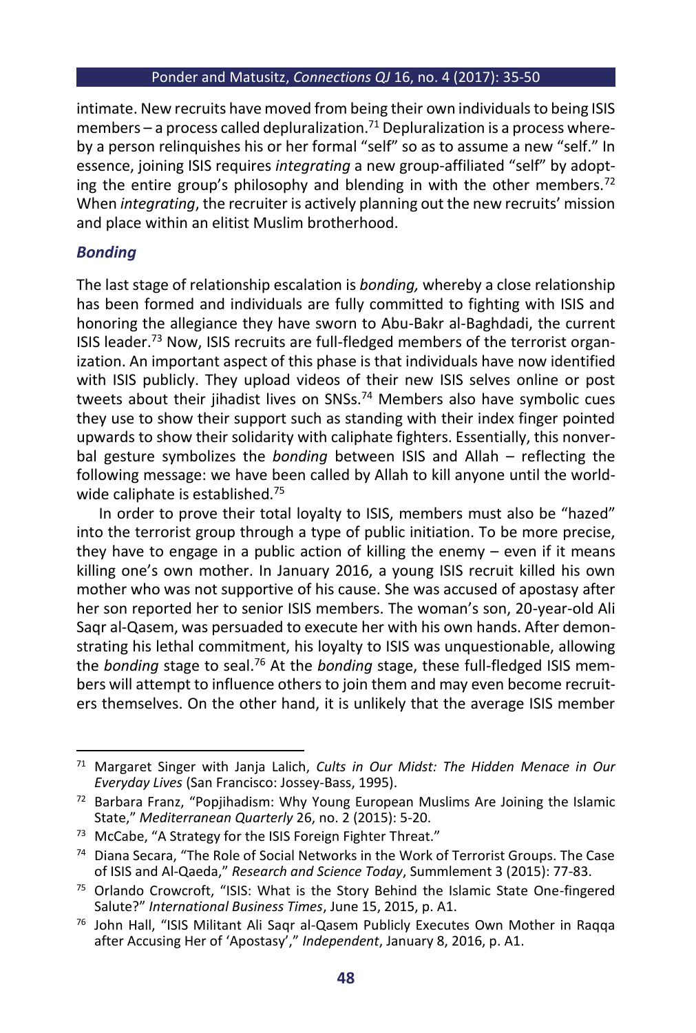intimate. New recruits have moved from being their own individuals to being ISIS members – a process called depluralization.[71] Depluralization is a process whereby a person relinquishes his or her formal "self" so as to assume a new "self." In essence, joining ISIS requires *integrating* a new group-affiliated "self" by adopting the entire group's philosophy and blending in with the other members.[72] When *integrating*, the recruiter is actively planning out the new recruits' mission and place within an elitist Muslim brotherhood.

### *Bonding*

The last stage of relationship escalation is *bonding,* whereby a close relationship has been formed and individuals are fully committed to fighting with ISIS and honoring the allegiance they have sworn to Abu-Bakr al-Baghdadi, the current ISIS leader.[73] Now, ISIS recruits are full-fledged members of the terrorist organization. An important aspect of this phase is that individuals have now identified with ISIS publicly. They upload videos of their new ISIS selves online or post tweets about their jihadist lives on SNSs.[74] Members also have symbolic cues they use to show their support such as standing with their index finger pointed upwards to show their solidarity with caliphate fighters. Essentially, this nonverbal gesture symbolizes the *bonding* between ISIS and Allah – reflecting the following message: we have been called by Allah to kill anyone until the worldwide caliphate is established.[75]

In order to prove their total loyalty to ISIS, members must also be "hazed" into the terrorist group through a type of public initiation. To be more precise, they have to engage in a public action of killing the enemy – even if it means killing one's own mother. In January 2016, a young ISIS recruit killed his own mother who was not supportive of his cause. She was accused of apostasy after her son reported her to senior ISIS members. The woman's son, 20-year-old Ali Saqr al-Qasem, was persuaded to execute her with his own hands. After demonstrating his lethal commitment, his loyalty to ISIS was unquestionable, allowing the *bonding* stage to seal.[76] At the *bonding* stage, these full-fledged ISIS members will attempt to influence others to join them and may even become recruiters themselves. On the other hand, it is unlikely that the average ISIS member

---

[71] Margaret Singer with Janja Lalich, *Cults in Our Midst: The Hidden Menace in Our Everyday Lives* (San Francisco: Jossey-Bass, 1995).

[72] Barbara Franz, "Popjihadism: Why Young European Muslims Are Joining the Islamic State," *Mediterranean Quarterly* 26, no. 2 (2015): 5-20.

[73] McCabe, "A Strategy for the ISIS Foreign Fighter Threat."

[74] Diana Secara, "The Role of Social Networks in the Work of Terrorist Groups. The Case of ISIS and Al-Qaeda," *Research and Science Today*, Summlement 3 (2015): 77-83.

[75] Orlando Crowcroft, "ISIS: What is the Story Behind the Islamic State One-fingered Salute?" *International Business Times*, June 15, 2015, p. A1.

[76] John Hall, "ISIS Militant Ali Saqr al-Qasem Publicly Executes Own Mother in Raqqa after Accusing Her of 'Apostasy'," *Independent*, January 8, 2016, p. A1.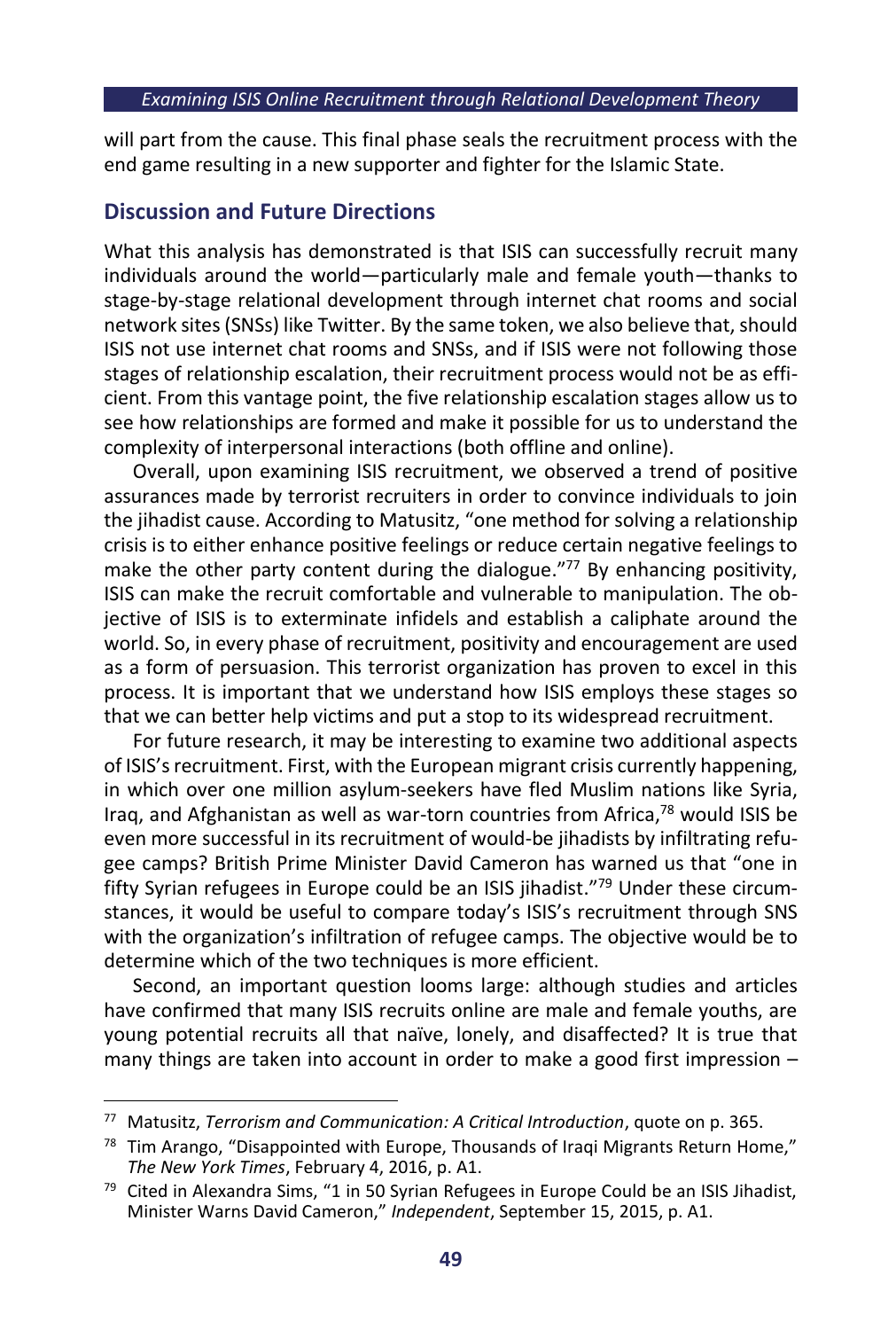will part from the cause. This final phase seals the recruitment process with the end game resulting in a new supporter and fighter for the Islamic State.

## Discussion and Future Directions

What this analysis has demonstrated is that ISIS can successfully recruit many individuals around the world—particularly male and female youth—thanks to stage-by-stage relational development through internet chat rooms and social network sites (SNSs) like Twitter. By the same token, we also believe that, should ISIS not use internet chat rooms and SNSs, and if ISIS were not following those stages of relationship escalation, their recruitment process would not be as efficient. From this vantage point, the five relationship escalation stages allow us to see how relationships are formed and make it possible for us to understand the complexity of interpersonal interactions (both offline and online).

Overall, upon examining ISIS recruitment, we observed a trend of positive assurances made by terrorist recruiters in order to convince individuals to join the jihadist cause. According to Matusitz, "one method for solving a relationship crisis is to either enhance positive feelings or reduce certain negative feelings to make the other party content during the dialogue."[77] By enhancing positivity, ISIS can make the recruit comfortable and vulnerable to manipulation. The objective of ISIS is to exterminate infidels and establish a caliphate around the world. So, in every phase of recruitment, positivity and encouragement are used as a form of persuasion. This terrorist organization has proven to excel in this process. It is important that we understand how ISIS employs these stages so that we can better help victims and put a stop to its widespread recruitment.

For future research, it may be interesting to examine two additional aspects of ISIS's recruitment. First, with the European migrant crisis currently happening, in which over one million asylum-seekers have fled Muslim nations like Syria, Iraq, and Afghanistan as well as war-torn countries from Africa,[78] would ISIS be even more successful in its recruitment of would-be jihadists by infiltrating refugee camps? British Prime Minister David Cameron has warned us that "one in fifty Syrian refugees in Europe could be an ISIS jihadist."[79] Under these circumstances, it would be useful to compare today's ISIS's recruitment through SNS with the organization's infiltration of refugee camps. The objective would be to determine which of the two techniques is more efficient.

Second, an important question looms large: although studies and articles have confirmed that many ISIS recruits online are male and female youths, are young potential recruits all that naïve, lonely, and disaffected? It is true that many things are taken into account in order to make a good first impression –

[77] Matusitz, *Terrorism and Communication: A Critical Introduction*, quote on p. 365.

[78] Tim Arango, "Disappointed with Europe, Thousands of Iraqi Migrants Return Home," *The New York Times*, February 4, 2016, p. A1.

[79] Cited in Alexandra Sims, "1 in 50 Syrian Refugees in Europe Could be an ISIS Jihadist, Minister Warns David Cameron," *Independent*, September 15, 2015, p. A1.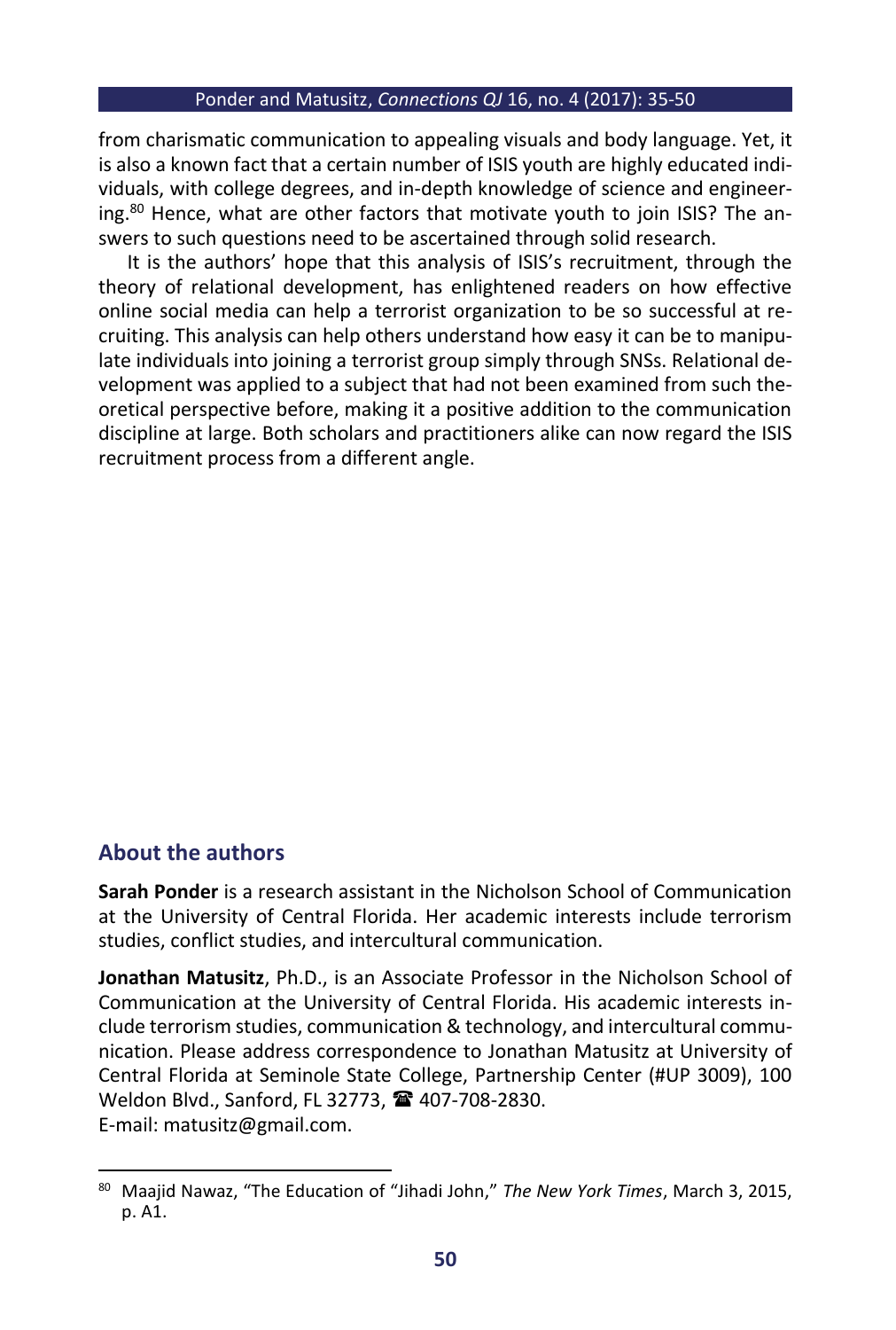from charismatic communication to appealing visuals and body language. Yet, it is also a known fact that a certain number of ISIS youth are highly educated individuals, with college degrees, and in-depth knowledge of science and engineering.[80] Hence, what are other factors that motivate youth to join ISIS? The answers to such questions need to be ascertained through solid research.

It is the authors' hope that this analysis of ISIS's recruitment, through the theory of relational development, has enlightened readers on how effective online social media can help a terrorist organization to be so successful at recruiting. This analysis can help others understand how easy it can be to manipulate individuals into joining a terrorist group simply through SNSs. Relational development was applied to a subject that had not been examined from such theoretical perspective before, making it a positive addition to the communication discipline at large. Both scholars and practitioners alike can now regard the ISIS recruitment process from a different angle.

## About the authors

**Sarah Ponder** is a research assistant in the Nicholson School of Communication at the University of Central Florida. Her academic interests include terrorism studies, conflict studies, and intercultural communication.

**Jonathan Matusitz**, Ph.D., is an Associate Professor in the Nicholson School of Communication at the University of Central Florida. His academic interests include terrorism studies, communication & technology, and intercultural communication. Please address correspondence to Jonathan Matusitz at University of Central Florida at Seminole State College, Partnership Center (#UP 3009), 100 Weldon Blvd., Sanford, FL 32773, ☎ 407-708-2830.
E-mail: matusitz@gmail.com.

---

[80] Maajid Nawaz, "The Education of "Jihadi John," *The New York Times*, March 3, 2015, p. A1.